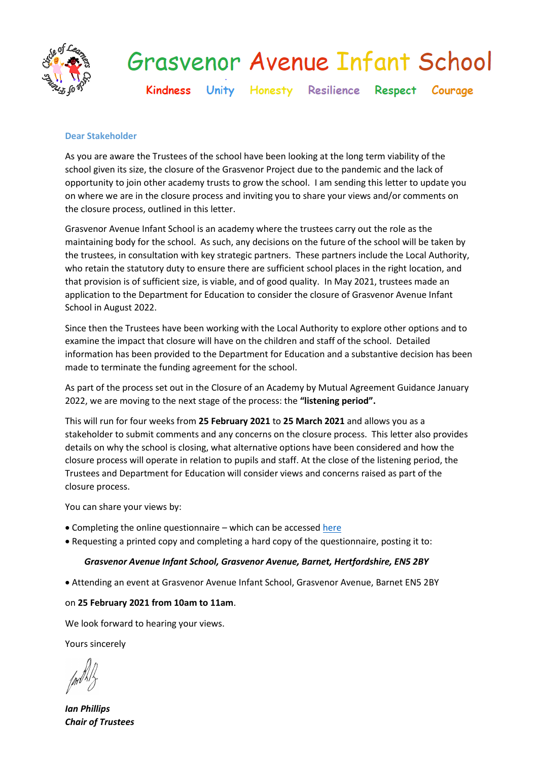# Grasvenor Avenue Infant School

**Kindness Unity Honesty Resilience Respect Courage**

**Dear Stakeholder**

As you are aware the Trustees of the school have been looking at the long term viability of the school given its size, the closure of the Grasvenor Project due to the pandemic and the lack of opportunity to join other academy trusts to grow the school. I am sending this letter to update you on where we are in the closure process and inviting you to share your views and/or comments on the closure process, outlined in this letter.

Grasvenor Avenue Infant School is an academy where the trustees carry out the role as the maintaining body for the school. As such, any decisions on the future of the school will be taken by the trustees, in consultation with key strategic partners. These partners include the Local Authority, who retain the statutory duty to ensure there are sufficient school places in the right location, and that provision is of sufficient size, is viable, and of good quality. In May 2021, trustees made an application to the Department for Education to consider the closure of Grasvenor Avenue Infant School in August 2022.

Since then the Trustees have been working with the Local Authority to explore other options and to examine the impact that closure will have on the children and staff of the school. Detailed information has been provided to the Department for Education and a substantive decision has been made to terminate the funding agreement for the school.

As part of the process set out in the Closure of an Academy by Mutual Agreement Guidance January 2022, we are moving to the next stage of the process: the **"listening period".**

This will run for four weeks from **25 February 2021** to **25 March 2021** and allows you as a stakeholder to submit comments and any concerns on the closure process. This letter also provides details on why the school is closing, what alternative options have been considered and how the closure process will operate in relation to pupils and staff. At the close of the listening period, the Trustees and Department for Education will consider views and concerns raised as part of the closure process.

You can share your views by:

- Completing the online questionnaire – which can be accessed here
- Requesting a printed copy and completing a hard copy of the questionnaire, posting it to:

***Grasvenor Avenue Infant School, Grasvenor Avenue, Barnet, Hertfordshire, EN5 2BY***

- Attending an event at Grasvenor Avenue Infant School, Grasvenor Avenue, Barnet EN5 2BY

on **25 February 2021 from 10am to 11am**.

We look forward to hearing your views.

Yours sincerely

***Ian Phillips***
***Chair of Trustees***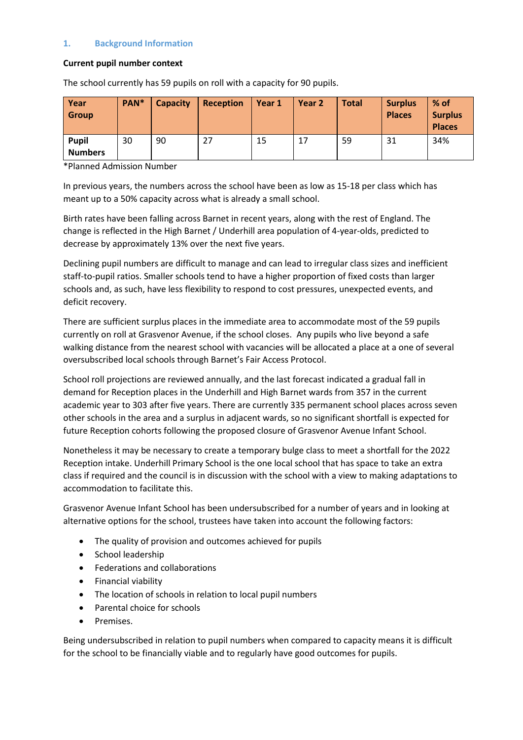## 1. Background Information

**Current pupil number context**

The school currently has 59 pupils on roll with a capacity for 90 pupils.

| Year Group | PAN* | Capacity | Reception | Year 1 | Year 2 | Total | Surplus Places | % of Surplus Places |
|---|---|---|---|---|---|---|---|---|
| **Pupil Numbers** | 30 | 90 | 27 | 15 | 17 | 59 | 31 | 34% |

*Planned Admission Number

In previous years, the numbers across the school have been as low as 15-18 per class which has meant up to a 50% capacity across what is already a small school.

Birth rates have been falling across Barnet in recent years, along with the rest of England. The change is reflected in the High Barnet / Underhill area population of 4-year-olds, predicted to decrease by approximately 13% over the next five years.

Declining pupil numbers are difficult to manage and can lead to irregular class sizes and inefficient staff-to-pupil ratios. Smaller schools tend to have a higher proportion of fixed costs than larger schools and, as such, have less flexibility to respond to cost pressures, unexpected events, and deficit recovery.

There are sufficient surplus places in the immediate area to accommodate most of the 59 pupils currently on roll at Grasvenor Avenue, if the school closes. Any pupils who live beyond a safe walking distance from the nearest school with vacancies will be allocated a place at a one of several oversubscribed local schools through Barnet's Fair Access Protocol.

School roll projections are reviewed annually, and the last forecast indicated a gradual fall in demand for Reception places in the Underhill and High Barnet wards from 357 in the current academic year to 303 after five years. There are currently 335 permanent school places across seven other schools in the area and a surplus in adjacent wards, so no significant shortfall is expected for future Reception cohorts following the proposed closure of Grasvenor Avenue Infant School.

Nonetheless it may be necessary to create a temporary bulge class to meet a shortfall for the 2022 Reception intake. Underhill Primary School is the one local school that has space to take an extra class if required and the council is in discussion with the school with a view to making adaptations to accommodation to facilitate this.

Grasvenor Avenue Infant School has been undersubscribed for a number of years and in looking at alternative options for the school, trustees have taken into account the following factors:

- The quality of provision and outcomes achieved for pupils
- School leadership
- Federations and collaborations
- Financial viability
- The location of schools in relation to local pupil numbers
- Parental choice for schools
- Premises.

Being undersubscribed in relation to pupil numbers when compared to capacity means it is difficult for the school to be financially viable and to regularly have good outcomes for pupils.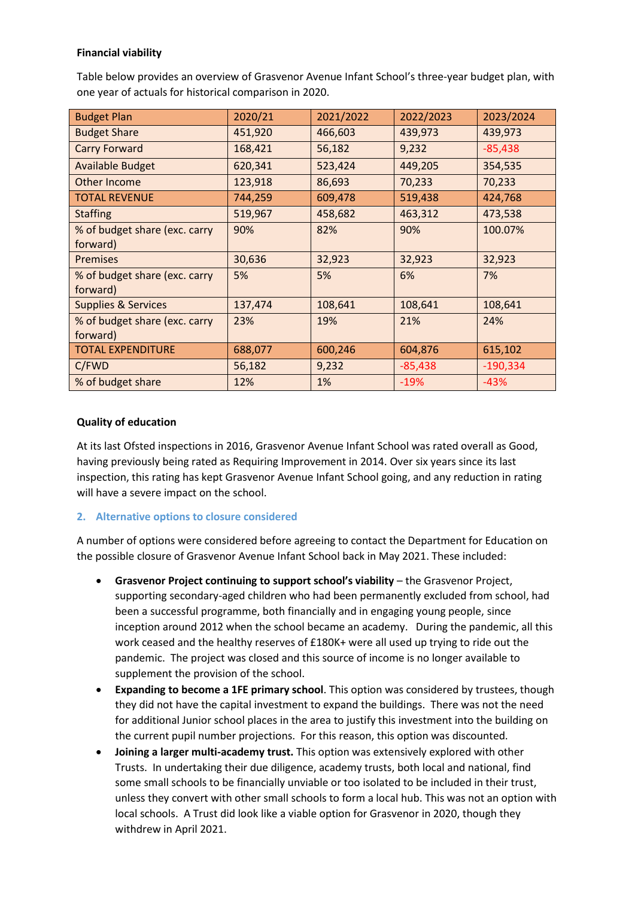**Financial viability**

Table below provides an overview of Grasvenor Avenue Infant School's three-year budget plan, with one year of actuals for historical comparison in 2020.

| Budget Plan | 2020/21 | 2021/2022 | 2022/2023 | 2023/2024 |
|---|---|---|---|---|
| Budget Share | 451,920 | 466,603 | 439,973 | 439,973 |
| Carry Forward | 168,421 | 56,182 | 9,232 | -85,438 |
| Available Budget | 620,341 | 523,424 | 449,205 | 354,535 |
| Other Income | 123,918 | 86,693 | 70,233 | 70,233 |
| TOTAL REVENUE | 744,259 | 609,478 | 519,438 | 424,768 |
| Staffing | 519,967 | 458,682 | 463,312 | 473,538 |
| % of budget share (exc. carry forward) | 90% | 82% | 90% | 100.07% |
| Premises | 30,636 | 32,923 | 32,923 | 32,923 |
| % of budget share (exc. carry forward) | 5% | 5% | 6% | 7% |
| Supplies & Services | 137,474 | 108,641 | 108,641 | 108,641 |
| % of budget share (exc. carry forward) | 23% | 19% | 21% | 24% |
| TOTAL EXPENDITURE | 688,077 | 600,246 | 604,876 | 615,102 |
| C/FWD | 56,182 | 9,232 | -85,438 | -190,334 |
| % of budget share | 12% | 1% | -19% | -43% |

**Quality of education**

At its last Ofsted inspections in 2016, Grasvenor Avenue Infant School was rated overall as Good, having previously being rated as Requiring Improvement in 2014. Over six years since its last inspection, this rating has kept Grasvenor Avenue Infant School going, and any reduction in rating will have a severe impact on the school.

## 2. Alternative options to closure considered

A number of options were considered before agreeing to contact the Department for Education on the possible closure of Grasvenor Avenue Infant School back in May 2021. These included:

- **Grasvenor Project continuing to support school's viability** – the Grasvenor Project, supporting secondary-aged children who had been permanently excluded from school, had been a successful programme, both financially and in engaging young people, since inception around 2012 when the school became an academy. During the pandemic, all this work ceased and the healthy reserves of £180K+ were all used up trying to ride out the pandemic. The project was closed and this source of income is no longer available to supplement the provision of the school.
- **Expanding to become a 1FE primary school**. This option was considered by trustees, though they did not have the capital investment to expand the buildings. There was not the need for additional Junior school places in the area to justify this investment into the building on the current pupil number projections. For this reason, this option was discounted.
- **Joining a larger multi-academy trust.** This option was extensively explored with other Trusts. In undertaking their due diligence, academy trusts, both local and national, find some small schools to be financially unviable or too isolated to be included in their trust, unless they convert with other small schools to form a local hub. This was not an option with local schools. A Trust did look like a viable option for Grasvenor in 2020, though they withdrew in April 2021.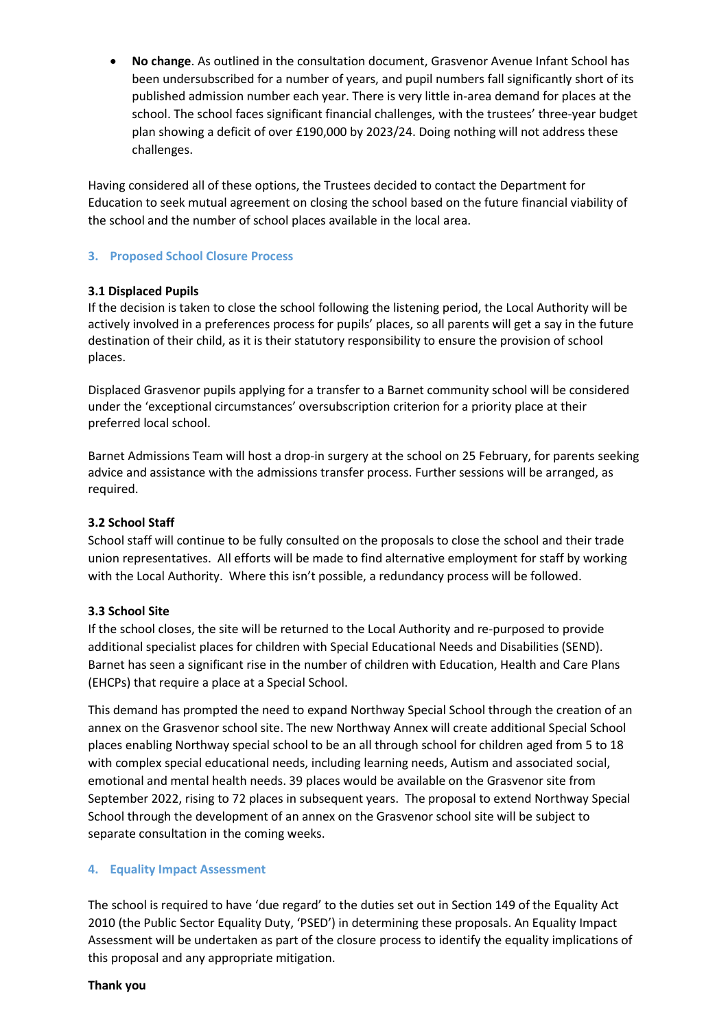- **No change**. As outlined in the consultation document, Grasvenor Avenue Infant School has been undersubscribed for a number of years, and pupil numbers fall significantly short of its published admission number each year. There is very little in-area demand for places at the school. The school faces significant financial challenges, with the trustees' three-year budget plan showing a deficit of over £190,000 by 2023/24. Doing nothing will not address these challenges.

Having considered all of these options, the Trustees decided to contact the Department for Education to seek mutual agreement on closing the school based on the future financial viability of the school and the number of school places available in the local area.

## 3. Proposed School Closure Process

### 3.1 Displaced Pupils

If the decision is taken to close the school following the listening period, the Local Authority will be actively involved in a preferences process for pupils' places, so all parents will get a say in the future destination of their child, as it is their statutory responsibility to ensure the provision of school places.

Displaced Grasvenor pupils applying for a transfer to a Barnet community school will be considered under the 'exceptional circumstances' oversubscription criterion for a priority place at their preferred local school.

Barnet Admissions Team will host a drop-in surgery at the school on 25 February, for parents seeking advice and assistance with the admissions transfer process. Further sessions will be arranged, as required.

### 3.2 School Staff

School staff will continue to be fully consulted on the proposals to close the school and their trade union representatives. All efforts will be made to find alternative employment for staff by working with the Local Authority. Where this isn't possible, a redundancy process will be followed.

### 3.3 School Site

If the school closes, the site will be returned to the Local Authority and re-purposed to provide additional specialist places for children with Special Educational Needs and Disabilities (SEND). Barnet has seen a significant rise in the number of children with Education, Health and Care Plans (EHCPs) that require a place at a Special School.

This demand has prompted the need to expand Northway Special School through the creation of an annex on the Grasvenor school site. The new Northway Annex will create additional Special School places enabling Northway special school to be an all through school for children aged from 5 to 18 with complex special educational needs, including learning needs, Autism and associated social, emotional and mental health needs. 39 places would be available on the Grasvenor site from September 2022, rising to 72 places in subsequent years. The proposal to extend Northway Special School through the development of an annex on the Grasvenor school site will be subject to separate consultation in the coming weeks.

## 4. Equality Impact Assessment

The school is required to have 'due regard' to the duties set out in Section 149 of the Equality Act 2010 (the Public Sector Equality Duty, 'PSED') in determining these proposals. An Equality Impact Assessment will be undertaken as part of the closure process to identify the equality implications of this proposal and any appropriate mitigation.

**Thank you**